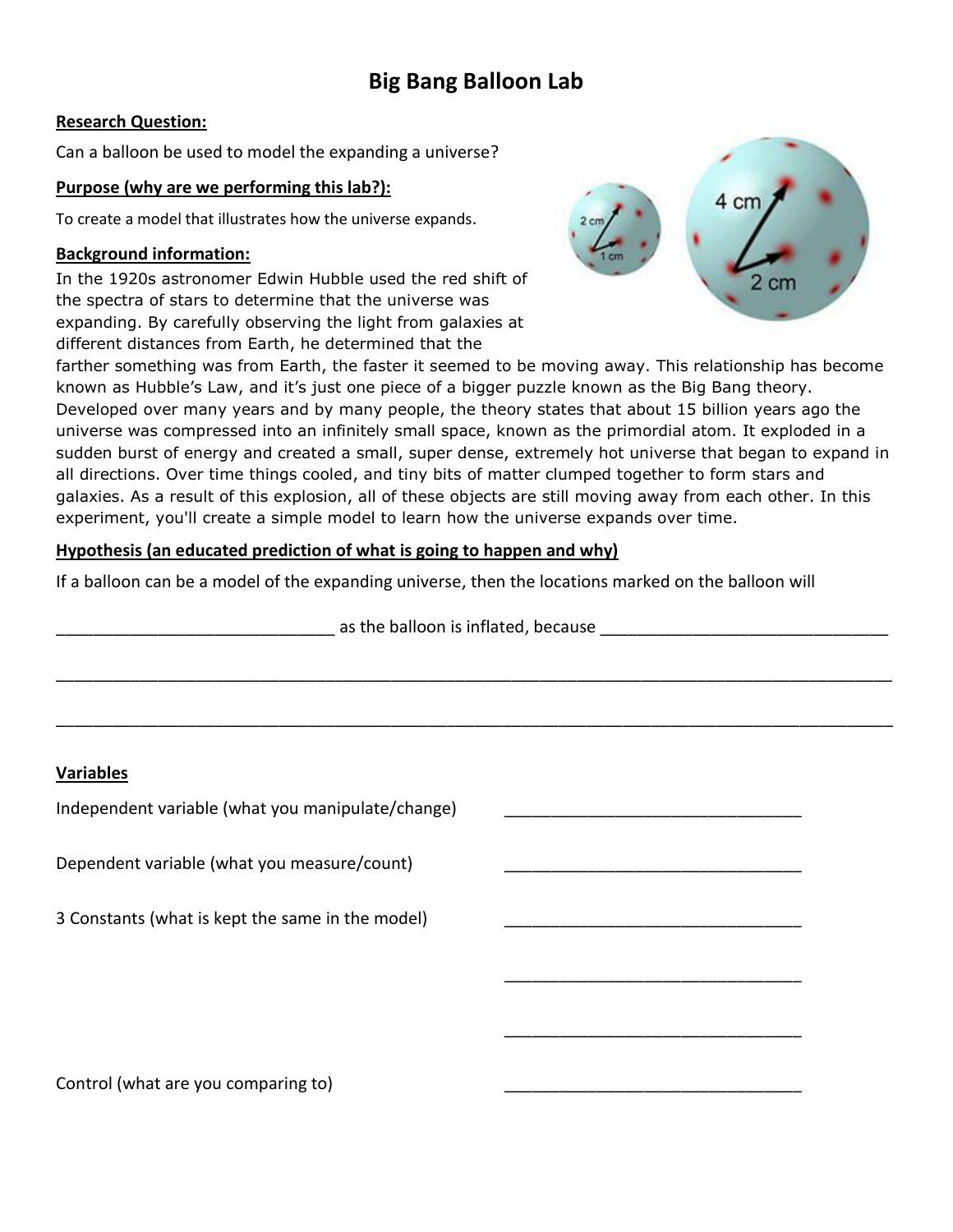# Big Bang Balloon Lab

**Research Question:**

Can a balloon be used to model the expanding a universe?

**Purpose (why are we performing this lab?):**

To create a model that illustrates how the universe expands.

**Background information:**

In the 1920s astronomer Edwin Hubble used the red shift of the spectra of stars to determine that the universe was expanding. By carefully observing the light from galaxies at different distances from Earth, he determined that the farther something was from Earth, the faster it seemed to be moving away. This relationship has become known as Hubble's Law, and it's just one piece of a bigger puzzle known as the Big Bang theory. Developed over many years and by many people, the theory states that about 15 billion years ago the universe was compressed into an infinitely small space, known as the primordial atom. It exploded in a sudden burst of energy and created a small, super dense, extremely hot universe that began to expand in all directions. Over time things cooled, and tiny bits of matter clumped together to form stars and galaxies. As a result of this explosion, all of these objects are still moving away from each other. In this experiment, you'll create a simple model to learn how the universe expands over time.

**Hypothesis (an educated prediction of what is going to happen and why)**

If a balloon can be a model of the expanding universe, then the locations marked on the balloon will

______________________________ as the balloon is inflated, because ______________________________

__________________________________________________________________________________________

__________________________________________________________________________________________

**Variables**

Independent variable (what you manipulate/change) ________________________________

Dependent variable (what you measure/count) ________________________________

3 Constants (what is kept the same in the model) ________________________________

________________________________

________________________________

Control (what are you comparing to) ________________________________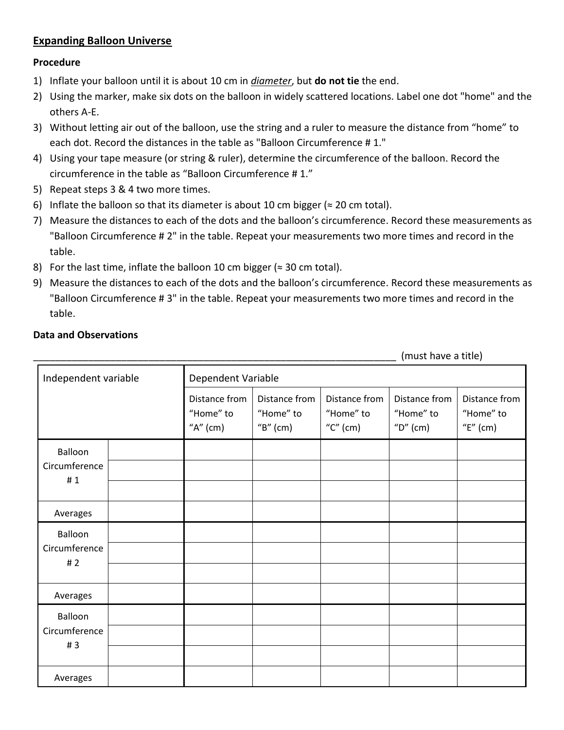**Expanding Balloon Universe**

**Procedure**

1) Inflate your balloon until it is about 10 cm in ***diameter***, but **do not tie** the end.
2) Using the marker, make six dots on the balloon in widely scattered locations. Label one dot "home" and the others A-E.
3) Without letting air out of the balloon, use the string and a ruler to measure the distance from "home" to each dot. Record the distances in the table as "Balloon Circumference # 1."
4) Using your tape measure (or string & ruler), determine the circumference of the balloon. Record the circumference in the table as "Balloon Circumference # 1."
5) Repeat steps 3 & 4 two more times.
6) Inflate the balloon so that its diameter is about 10 cm bigger (≈ 20 cm total).
7) Measure the distances to each of the dots and the balloon's circumference. Record these measurements as "Balloon Circumference # 2" in the table. Repeat your measurements two more times and record in the table.
8) For the last time, inflate the balloon 10 cm bigger (≈ 30 cm total).
9) Measure the distances to each of the dots and the balloon's circumference. Record these measurements as "Balloon Circumference # 3" in the table. Repeat your measurements two more times and record in the table.

**Data and Observations**

_______________________________________________________________ (must have a title)

| Independent variable | | Dependent Variable | | | | |
|---|---|---|---|---|---|---|
| | | Distance from "Home" to "A" (cm) | Distance from "Home" to "B" (cm) | Distance from "Home" to "C" (cm) | Distance from "Home" to "D" (cm) | Distance from "Home" to "E" (cm) |
| Balloon Circumference # 1 | | | | | | |
| | | | | | | |
| | | | | | | |
| Averages | | | | | | |
| Balloon Circumference # 2 | | | | | | |
| | | | | | | |
| | | | | | | |
| Averages | | | | | | |
| Balloon Circumference # 3 | | | | | | |
| | | | | | | |
| | | | | | | |
| Averages | | | | | | |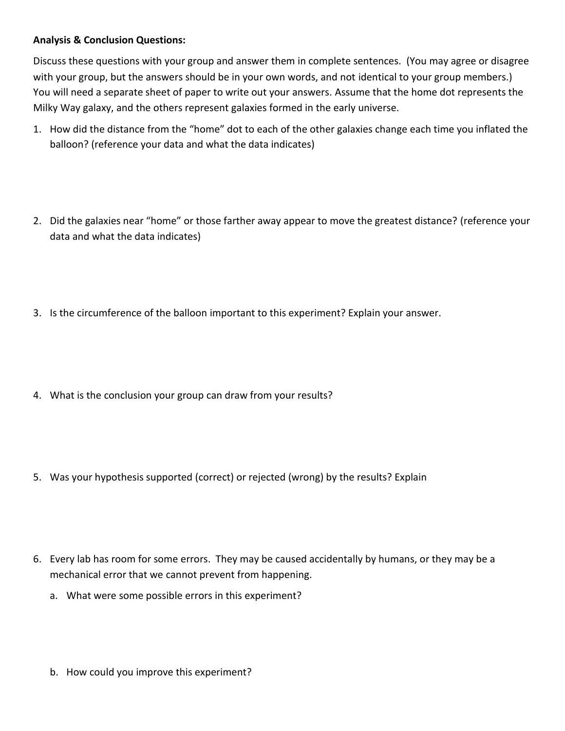**Analysis & Conclusion Questions:**

Discuss these questions with your group and answer them in complete sentences. (You may agree or disagree with your group, but the answers should be in your own words, and not identical to your group members.) You will need a separate sheet of paper to write out your answers. Assume that the home dot represents the Milky Way galaxy, and the others represent galaxies formed in the early universe.

1. How did the distance from the "home" dot to each of the other galaxies change each time you inflated the balloon? (reference your data and what the data indicates)

2. Did the galaxies near "home" or those farther away appear to move the greatest distance? (reference your data and what the data indicates)

3. Is the circumference of the balloon important to this experiment? Explain your answer.

4. What is the conclusion your group can draw from your results?

5. Was your hypothesis supported (correct) or rejected (wrong) by the results? Explain

6. Every lab has room for some errors. They may be caused accidentally by humans, or they may be a mechanical error that we cannot prevent from happening.
   a. What were some possible errors in this experiment?

   b. How could you improve this experiment?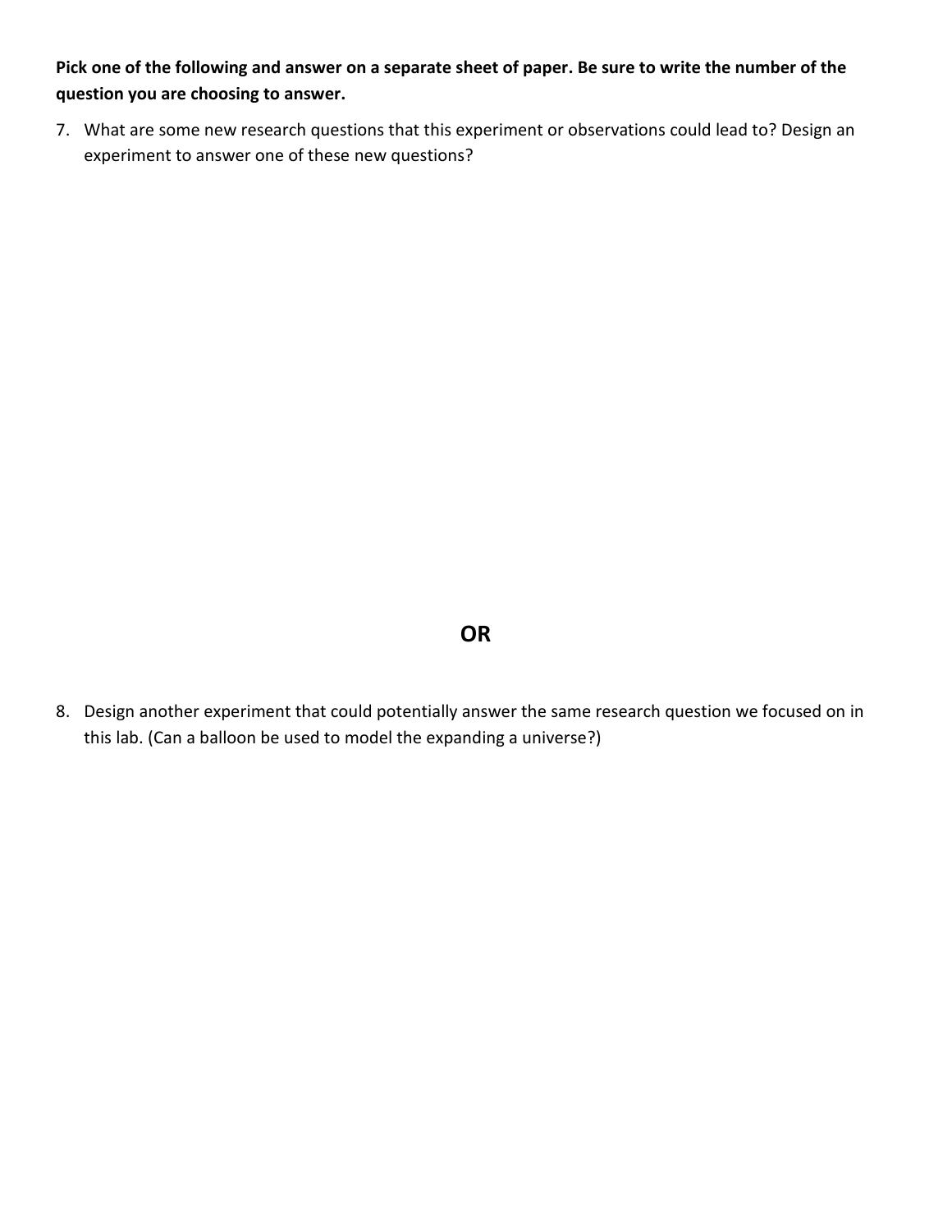**Pick one of the following and answer on a separate sheet of paper. Be sure to write the number of the question you are choosing to answer.**

7. What are some new research questions that this experiment or observations could lead to? Design an experiment to answer one of these new questions?

**OR**

8. Design another experiment that could potentially answer the same research question we focused on in this lab. (Can a balloon be used to model the expanding a universe?)